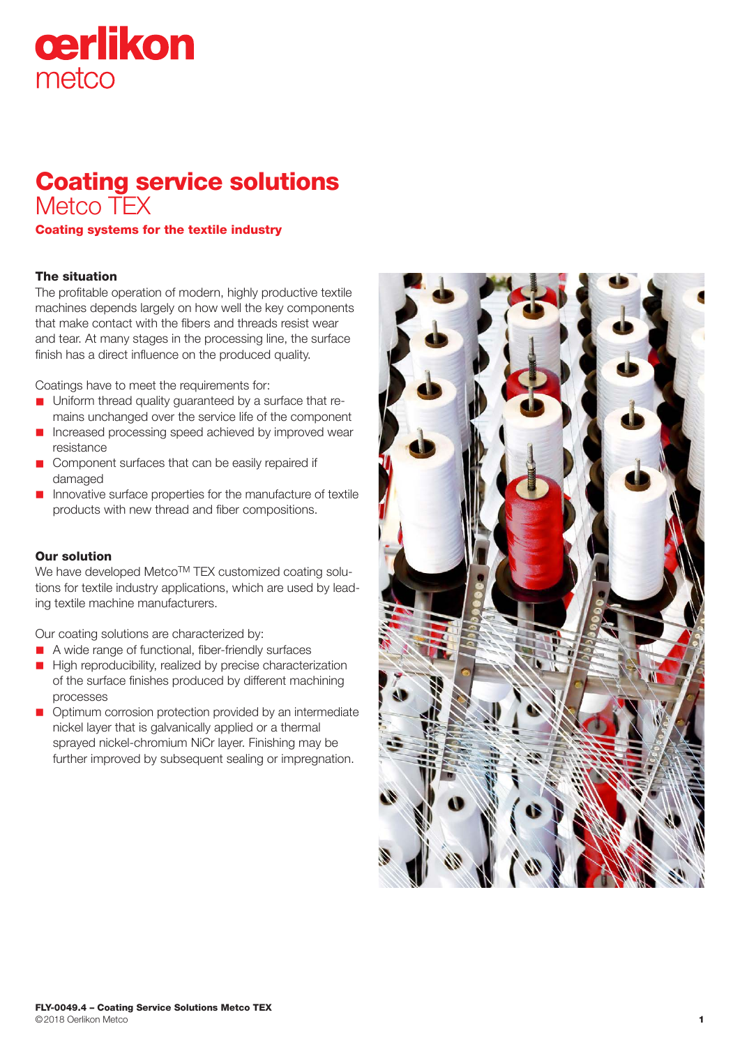# Coating service solutions

## Metco TEX

**Coating systems for the textile industry**

### The situation

The profitable operation of modern, highly productive textile machines depends largely on how well the key components that make contact with the fibers and threads resist wear and tear. At many stages in the processing line, the surface finish has a direct influence on the produced quality.

Coatings have to meet the requirements for:

- Uniform thread quality guaranteed by a surface that remains unchanged over the service life of the component
- Increased processing speed achieved by improved wear resistance
- Component surfaces that can be easily repaired if damaged
- Innovative surface properties for the manufacture of textile products with new thread and fiber compositions.

### Our solution

We have developed Metco™ TEX customized coating solutions for textile industry applications, which are used by leading textile machine manufacturers.

Our coating solutions are characterized by:

- A wide range of functional, fiber-friendly surfaces
- High reproducibility, realized by precise characterization of the surface finishes produced by different machining processes
- Optimum corrosion protection provided by an intermediate nickel layer that is galvanically applied or a thermal sprayed nickel-chromium NiCr layer. Finishing may be further improved by subsequent sealing or impregnation.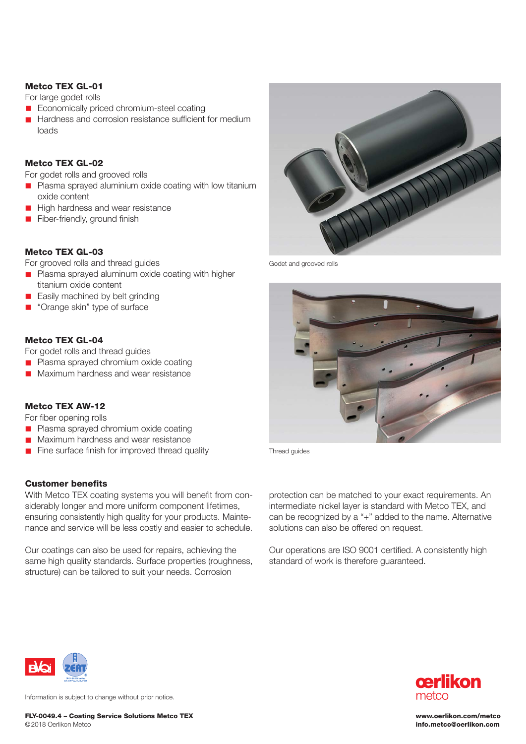### Metco TEX GL-01

For large godet rolls

- Economically priced chromium-steel coating
- Hardness and corrosion resistance sufficient for medium loads

### Metco TEX GL-02

For godet rolls and grooved rolls

- Plasma sprayed aluminium oxide coating with low titanium oxide content
- High hardness and wear resistance
- Fiber-friendly, ground finish

### Metco TEX GL-03

For grooved rolls and thread guides

- Plasma sprayed aluminum oxide coating with higher titanium oxide content
- Easily machined by belt grinding
- "Orange skin" type of surface

### Metco TEX GL-04

For godet rolls and thread guides

- Plasma sprayed chromium oxide coating
- Maximum hardness and wear resistance

### Metco TEX AW-12

For fiber opening rolls

- Plasma sprayed chromium oxide coating
- Maximum hardness and wear resistance
- Fine surface finish for improved thread quality

Godet and grooved rolls

Thread guides

### Customer benefits

With Metco TEX coating systems you will benefit from considerably longer and more uniform component lifetimes, ensuring consistently high quality for your products. Maintenance and service will be less costly and easier to schedule.

Our coatings can also be used for repairs, achieving the same high quality standards. Surface properties (roughness, structure) can be tailored to suit your needs. Corrosion protection can be matched to your exact requirements. An intermediate nickel layer is standard with Metco TEX, and can be recognized by a "+" added to the name. Alternative solutions can also be offered on request.

Our operations are ISO 9001 certified. A consistently high standard of work is therefore guaranteed.

Information is subject to change without prior notice.

**FLY-0049.4 – Coating Service Solutions Metco TEX**
©2018 Oerlikon Metco

**www.oerlikon.com/metco**
**info.metco@oerlikon.com**